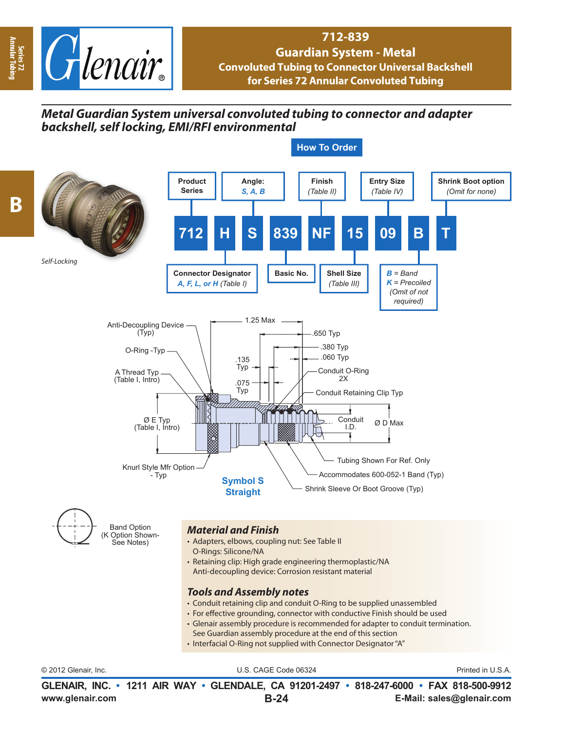# 712-839

## Guardian System - Metal

### Convoluted Tubing to Connector Universal Backshell for Series 72 Annular Convoluted Tubing

***Metal Guardian System universal convoluted tubing to connector and adapter backshell, self locking, EMI/RFI environmental***

Self-Locking

## How To Order

| 712 | H | S | 839 | NF | 15 | 09 | B | T |
|---|---|---|---|---|---|---|---|---|
| Product Series | Connector Designator *A, F, L, or H* (Table I) | Angle: *S, A, B* | Basic No. | Finish (Table II) | Shell Size (Table III) | Entry Size (Table IV) | *B* = Band, *K* = Precoiled (Omit of not required) | Shrink Boot option (Omit for none) |

Anti-Decoupling Device (Typ)
O-Ring -Typ
A Thread Typ (Table I, Intro)
Ø E Typ (Table I, Intro)
Knurl Style Mfr Option - Typ
1.25 Max
.650 Typ
.380 Typ
.060 Typ
.135 Typ
.075 Typ
Conduit O-Ring 2X
Conduit Retaining Clip Typ
Conduit I.D.
Ø D Max
Tubing Shown For Ref. Only
Accommodates 600-052-1 Band (Typ)
Shrink Sleeve Or Boot Groove (Typ)

**Symbol S Straight**

Band Option (K Option Shown- See Notes)

### *Material and Finish*

- Adapters, elbows, coupling nut: See Table II
  O-Rings: Silicone/NA
- Retaining clip: High grade engineering thermoplastic/NA
  Anti-decoupling device: Corrosion resistant material

### *Tools and Assembly notes*

- Conduit retaining clip and conduit O-Ring to be supplied unassembled
- For effective grounding, connector with conductive Finish should be used
- Glenair assembly procedure is recommended for adapter to conduit termination. See Guardian assembly procedure at the end of this section
- Interfacial O-Ring not supplied with Connector Designator "A"

© 2012 Glenair, Inc. U.S. CAGE Code 06324 Printed in U.S.A.

**GLENAIR, INC. • 1211 AIR WAY • GLENDALE, CA 91201-2497 • 818-247-6000 • FAX 818-500-9912**
**www.glenair.com** **E-Mail: sales@glenair.com**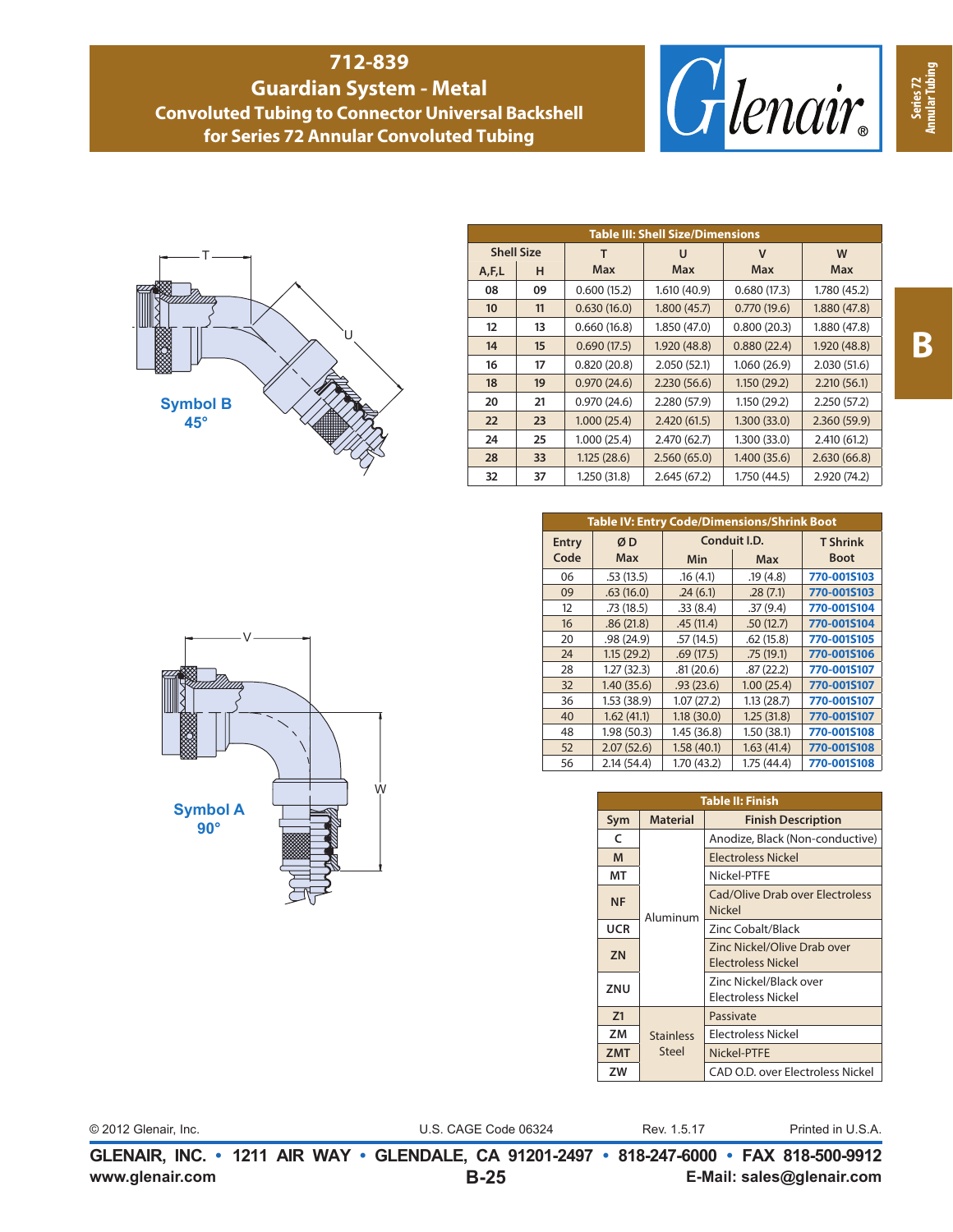# 712-839
## Guardian System - Metal
### Convoluted Tubing to Connector Universal Backshell for Series 72 Annular Convoluted Tubing

Series 72 Annular Tubing

B

T

U

Symbol B
45°

V

W

Symbol A
90°

| Table III: Shell Size/Dimensions | | | | | |
|---|---|---|---|---|---|
| Shell Size | | T | U | V | W |
| A,F,L | H | Max | Max | Max | Max |
| 08 | 09 | 0.600 (15.2) | 1.610 (40.9) | 0.680 (17.3) | 1.780 (45.2) |
| 10 | 11 | 0.630 (16.0) | 1.800 (45.7) | 0.770 (19.6) | 1.880 (47.8) |
| 12 | 13 | 0.660 (16.8) | 1.850 (47.0) | 0.800 (20.3) | 1.880 (47.8) |
| 14 | 15 | 0.690 (17.5) | 1.920 (48.8) | 0.880 (22.4) | 1.920 (48.8) |
| 16 | 17 | 0.820 (20.8) | 2.050 (52.1) | 1.060 (26.9) | 2.030 (51.6) |
| 18 | 19 | 0.970 (24.6) | 2.230 (56.6) | 1.150 (29.2) | 2.210 (56.1) |
| 20 | 21 | 0.970 (24.6) | 2.280 (57.9) | 1.150 (29.2) | 2.250 (57.2) |
| 22 | 23 | 1.000 (25.4) | 2.420 (61.5) | 1.300 (33.0) | 2.360 (59.9) |
| 24 | 25 | 1.000 (25.4) | 2.470 (62.7) | 1.300 (33.0) | 2.410 (61.2) |
| 28 | 33 | 1.125 (28.6) | 2.560 (65.0) | 1.400 (35.6) | 2.630 (66.8) |
| 32 | 37 | 1.250 (31.8) | 2.645 (67.2) | 1.750 (44.5) | 2.920 (74.2) |

| Table IV: Entry Code/Dimensions/Shrink Boot | | | | |
|---|---|---|---|---|
| Entry Code | Ø D Max | Conduit I.D. | | T Shrink Boot |
| | | Min | Max | |
| 06 | .53 (13.5) | .16 (4.1) | .19 (4.8) | 770-001S103 |
| 09 | .63 (16.0) | .24 (6.1) | .28 (7.1) | 770-001S103 |
| 12 | .73 (18.5) | .33 (8.4) | .37 (9.4) | 770-001S104 |
| 16 | .86 (21.8) | .45 (11.4) | .50 (12.7) | 770-001S104 |
| 20 | .98 (24.9) | .57 (14.5) | .62 (15.8) | 770-001S105 |
| 24 | 1.15 (29.2) | .69 (17.5) | .75 (19.1) | 770-001S106 |
| 28 | 1.27 (32.3) | .81 (20.6) | .87 (22.2) | 770-001S107 |
| 32 | 1.40 (35.6) | .93 (23.6) | 1.00 (25.4) | 770-001S107 |
| 36 | 1.53 (38.9) | 1.07 (27.2) | 1.13 (28.7) | 770-001S107 |
| 40 | 1.62 (41.1) | 1.18 (30.0) | 1.25 (31.8) | 770-001S107 |
| 48 | 1.98 (50.3) | 1.45 (36.8) | 1.50 (38.1) | 770-001S108 |
| 52 | 2.07 (52.6) | 1.58 (40.1) | 1.63 (41.4) | 770-001S108 |
| 56 | 2.14 (54.4) | 1.70 (43.2) | 1.75 (44.4) | 770-001S108 |

| Table II: Finish | | |
|---|---|---|
| Sym | Material | Finish Description |
| C | Aluminum | Anodize, Black (Non-conductive) |
| M | | Electroless Nickel |
| MT | | Nickel-PTFE |
| NF | | Cad/Olive Drab over Electroless Nickel |
| UCR | | Zinc Cobalt/Black |
| ZN | | Zinc Nickel/Olive Drab over Electroless Nickel |
| ZNU | | Zinc Nickel/Black over Electroless Nickel |
| Z1 | Stainless Steel | Passivate |
| ZM | | Electroless Nickel |
| ZMT | | Nickel-PTFE |
| ZW | | CAD O.D. over Electroless Nickel |

© 2012 Glenair, Inc. U.S. CAGE Code 06324 Rev. 1.5.17 Printed in U.S.A.

**GLENAIR, INC. • 1211 AIR WAY • GLENDALE, CA 91201-2497 • 818-247-6000 • FAX 818-500-9912**
**www.glenair.com** **B-25** **E-Mail: sales@glenair.com**